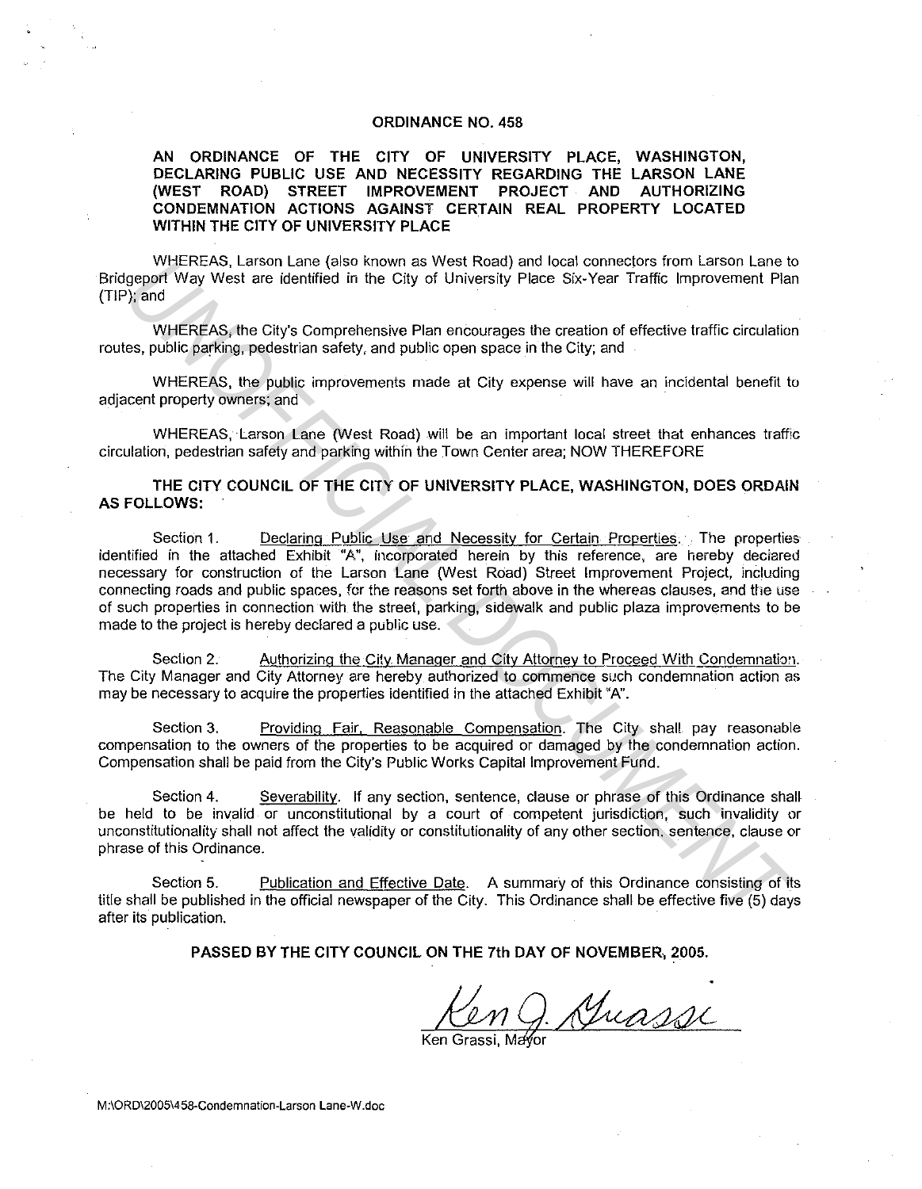# ORDINANCE NO. 458

## AN ORDINANCE OF THE CITY OF UNIVERSITY PLACE, WASHINGTON, DECLARING PUBLIC USE AND NECESSITY REGARDING THE LARSON LANE (WEST ROAD) STREET IMPROVEMENT PROJECT AND AUTHORIZING CONDEMNATION ACTIONS AGAINST CERTAIN REAL PROPERTY LOCATED WITHIN THE CITY OF UNIVERSITY PLACE

WHEREAS, Larson Lane (also known as West Road) and local connectors from Larson Lane to Bridgeport Way West are identified in the City of University Place Six-Year Traffic Improvement Plan (TIP); and

WHEREAS, the City's Comprehensive Plan encourages the creation of effective traffic circulation routes, public parking, pedestrian safety, and public open space in the City; and

WHEREAS, the public improvements made at City expense will have an incidental benefit to adjacent property owners; and

WHEREAS, Larson Lane (West Road) will be an important local street that enhances traffic circulation, pedestrian safety and parking within the Town Center area; NOW THEREFORE

**THE CITY COUNCIL OF THE CITY OF UNIVERSITY PLACE, WASHINGTON, DOES ORDAIN AS FOLLOWS:**

Section 1. Declaring Public Use and Necessity for Certain Properties. The properties identified in the attached Exhibit "A", incorporated herein by this reference, are hereby declared necessary for construction of the Larson Lane (West Road) Street Improvement Project, including connecting roads and public spaces, for the reasons set forth above in the whereas clauses, and the use of such properties in connection with the street, parking, sidewalk and public plaza improvements to be made to the project is hereby declared a public use.

Section 2. Authorizing the City Manager and City Attorney to Proceed With Condemnation. The City Manager and City Attorney are hereby authorized to commence such condemnation action as may be necessary to acquire the properties identified in the attached Exhibit "A".

Section 3. Providing Fair, Reasonable Compensation. The City shall pay reasonable compensation to the owners of the properties to be acquired or damaged by the condemnation action. Compensation shall be paid from the City's Public Works Capital Improvement Fund.

Section 4. Severability. If any section, sentence, clause or phrase of this Ordinance shall be held to be invalid or unconstitutional by a court of competent jurisdiction, such invalidity or unconstitutionality shall not affect the validity or constitutionality of any other section, sentence, clause or phrase of this Ordinance.

Section 5. Publication and Effective Date. A summary of this Ordinance consisting of its title shall be published in the official newspaper of the City. This Ordinance shall be effective five (5) days after its publication.

**PASSED BY THE CITY COUNCIL ON THE 7th DAY OF NOVEMBER, 2005.**

Ken G. Grassi

Ken Grassi, Mayor

M:\ORD\2005\458-Condemnation-Larson Lane-W.doc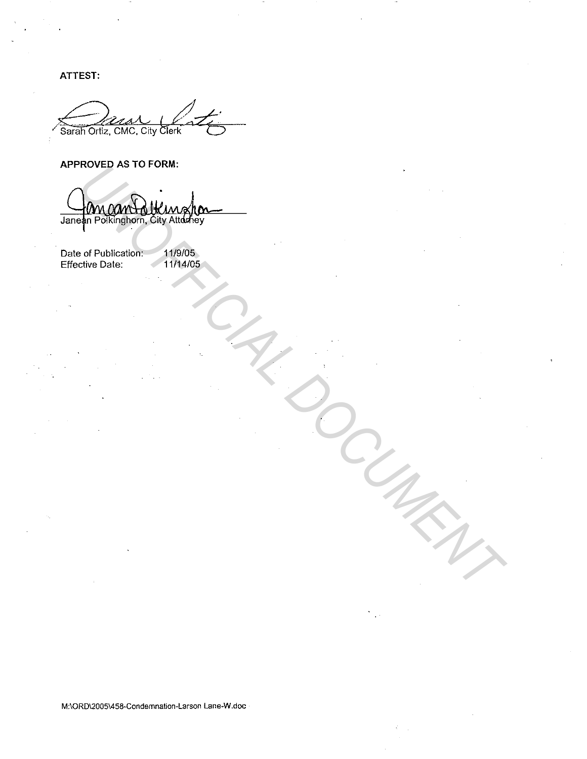**ATTEST:**

Sarah Ortiz, CMC, City Clerk

**APPROVED AS TO FORM:**

Janean Polkinghorn, City Attorney

| | |
|---|---|
| Date of Publication: | 11/9/05 |
| Effective Date: | 11/14/05 |

UNOFFICIAL DOCUMENT

M:\ORD\2005\458-Condemnation-Larson Lane-W.doc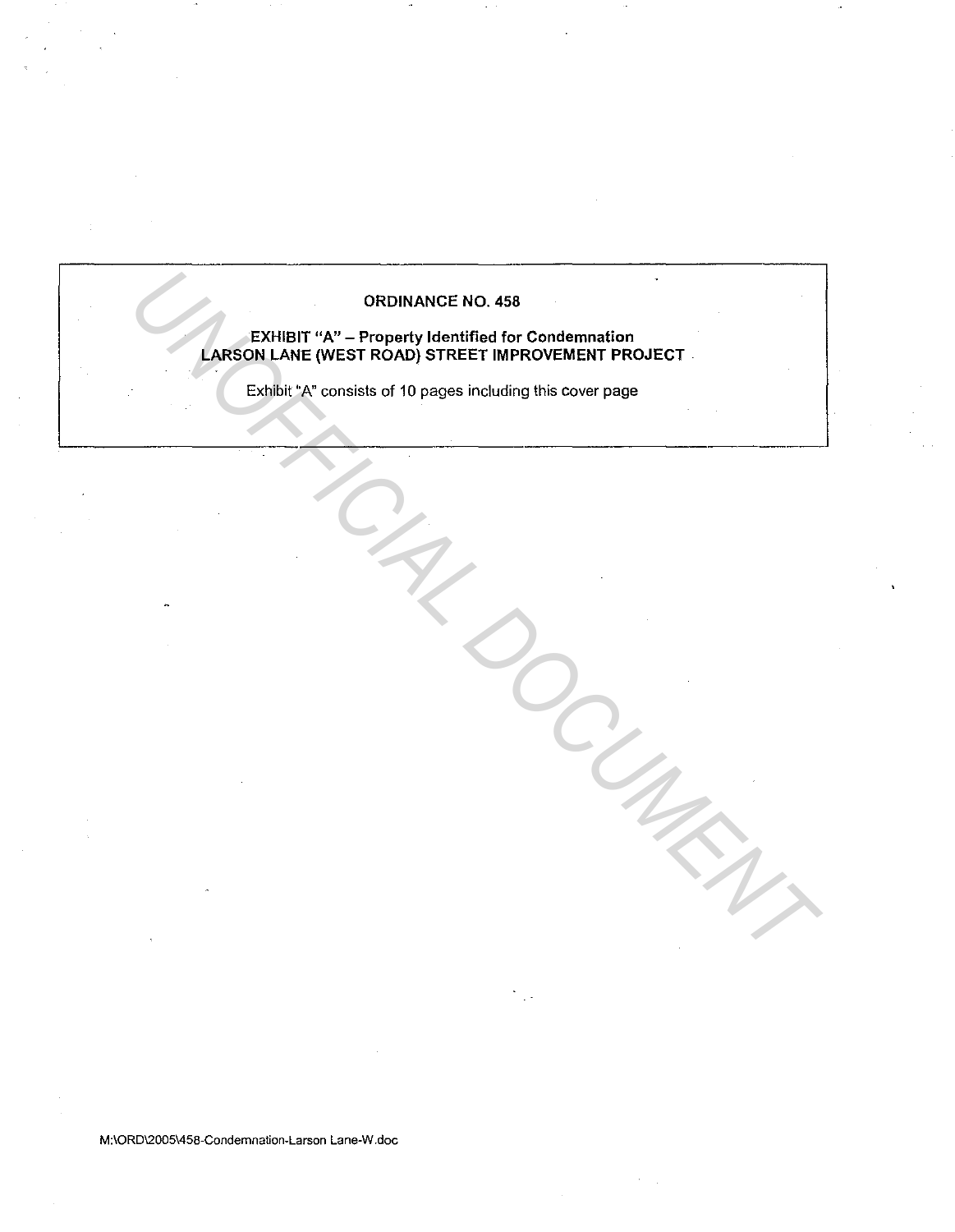**ORDINANCE NO. 458**

**EXHIBIT "A" – Property Identified for Condemnation**
**LARSON LANE (WEST ROAD) STREET IMPROVEMENT PROJECT**

Exhibit "A" consists of 10 pages including this cover page

M:\ORD\2005\458-Condemnation-Larson Lane-W.doc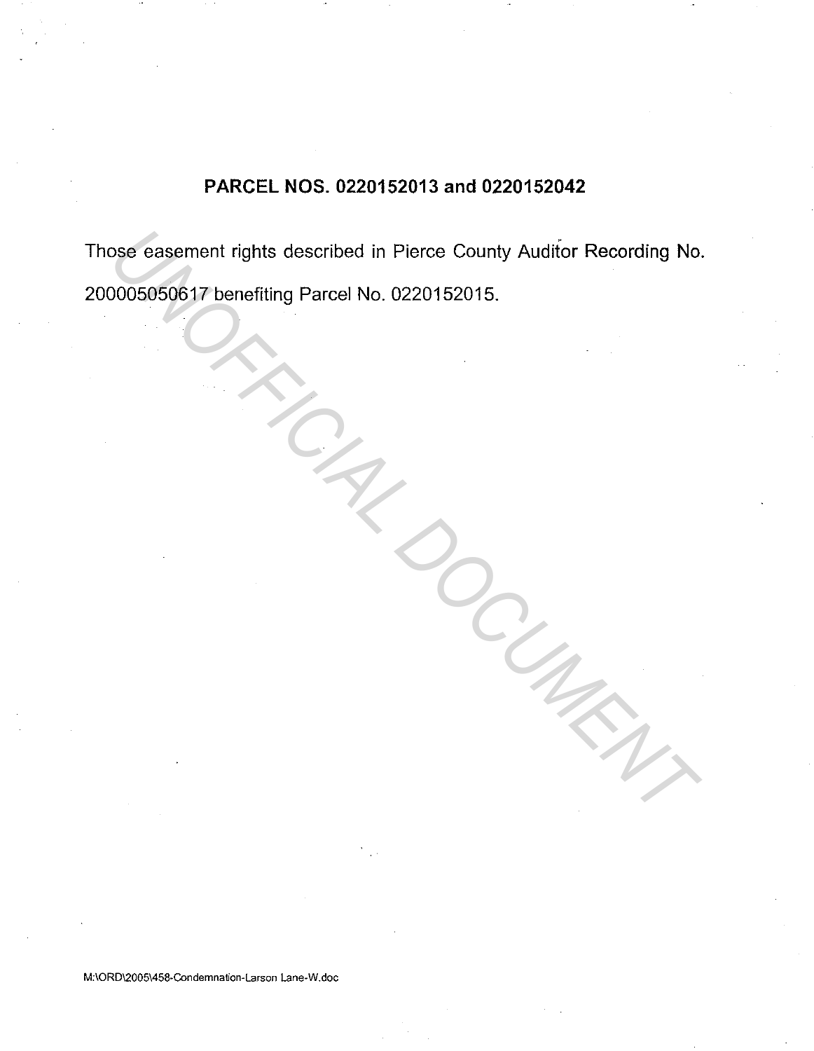**PARCEL NOS. 0220152013 and 0220152042**

Those easement rights described in Pierce County Auditor Recording No. 200005050617 benefiting Parcel No. 0220152015.

M:\ORD\2005\458-Condemnation-Larson Lane-W.doc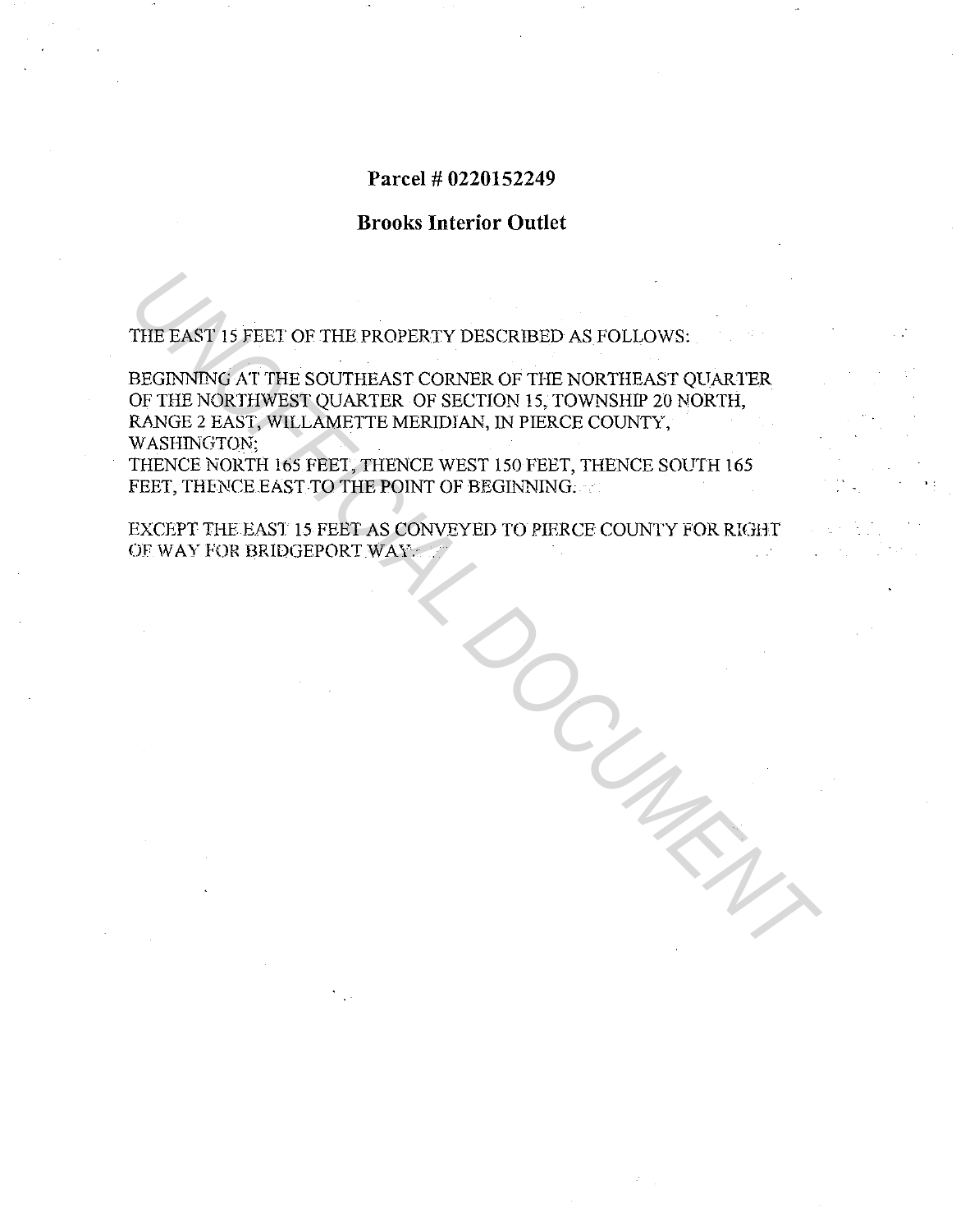**Parcel # 0220152249**

**Brooks Interior Outlet**

THE EAST 15 FEET OF THE PROPERTY DESCRIBED AS FOLLOWS:

BEGINNING AT THE SOUTHEAST CORNER OF THE NORTHEAST QUARTER OF THE NORTHWEST QUARTER OF SECTION 15, TOWNSHIP 20 NORTH, RANGE 2 EAST, WILLAMETTE MERIDIAN, IN PIERCE COUNTY, WASHINGTON;
THENCE NORTH 165 FEET, THENCE WEST 150 FEET, THENCE SOUTH 165 FEET, THENCE EAST TO THE POINT OF BEGINNING.

EXCEPT THE EAST 15 FEET AS CONVEYED TO PIERCE COUNTY FOR RIGHT OF WAY FOR BRIDGEPORT WAY.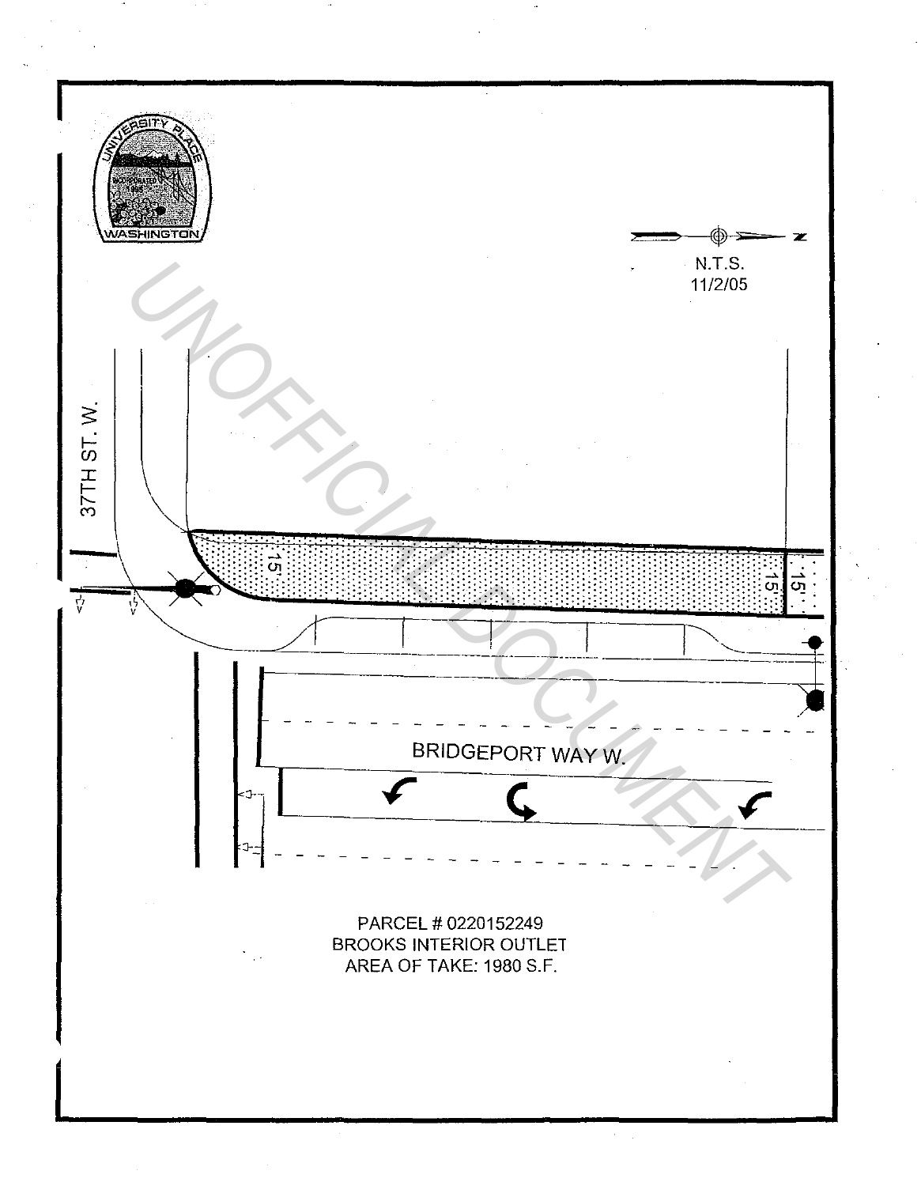N.T.S.
11/2/05

37TH ST. W.

15'

15'

15'

BRIDGEPORT WAY W.

PARCEL # 0220152249
BROOKS INTERIOR OUTLET
AREA OF TAKE: 1980 S.F.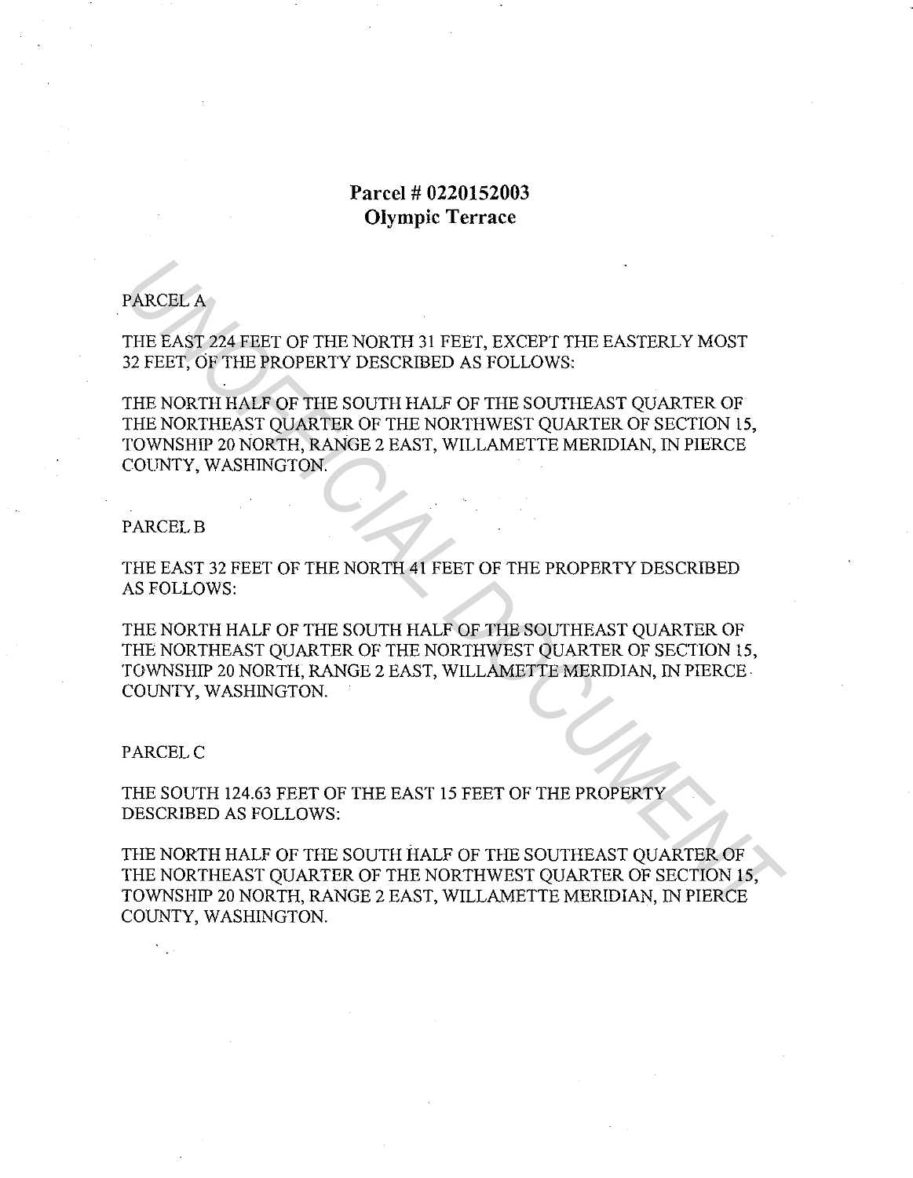**Parcel # 0220152003**
**Olympic Terrace**

PARCEL A

THE EAST 224 FEET OF THE NORTH 31 FEET, EXCEPT THE EASTERLY MOST 32 FEET, OF THE PROPERTY DESCRIBED AS FOLLOWS:

THE NORTH HALF OF THE SOUTH HALF OF THE SOUTHEAST QUARTER OF THE NORTHEAST QUARTER OF THE NORTHWEST QUARTER OF SECTION 15, TOWNSHIP 20 NORTH, RANGE 2 EAST, WILLAMETTE MERIDIAN, IN PIERCE COUNTY, WASHINGTON.

PARCEL B

THE EAST 32 FEET OF THE NORTH 41 FEET OF THE PROPERTY DESCRIBED AS FOLLOWS:

THE NORTH HALF OF THE SOUTH HALF OF THE SOUTHEAST QUARTER OF THE NORTHEAST QUARTER OF THE NORTHWEST QUARTER OF SECTION 15, TOWNSHIP 20 NORTH, RANGE 2 EAST, WILLAMETTE MERIDIAN, IN PIERCE COUNTY, WASHINGTON.

PARCEL C

THE SOUTH 124.63 FEET OF THE EAST 15 FEET OF THE PROPERTY DESCRIBED AS FOLLOWS:

THE NORTH HALF OF THE SOUTH HALF OF THE SOUTHEAST QUARTER OF THE NORTHEAST QUARTER OF THE NORTHWEST QUARTER OF SECTION 15, TOWNSHIP 20 NORTH, RANGE 2 EAST, WILLAMETTE MERIDIAN, IN PIERCE COUNTY, WASHINGTON.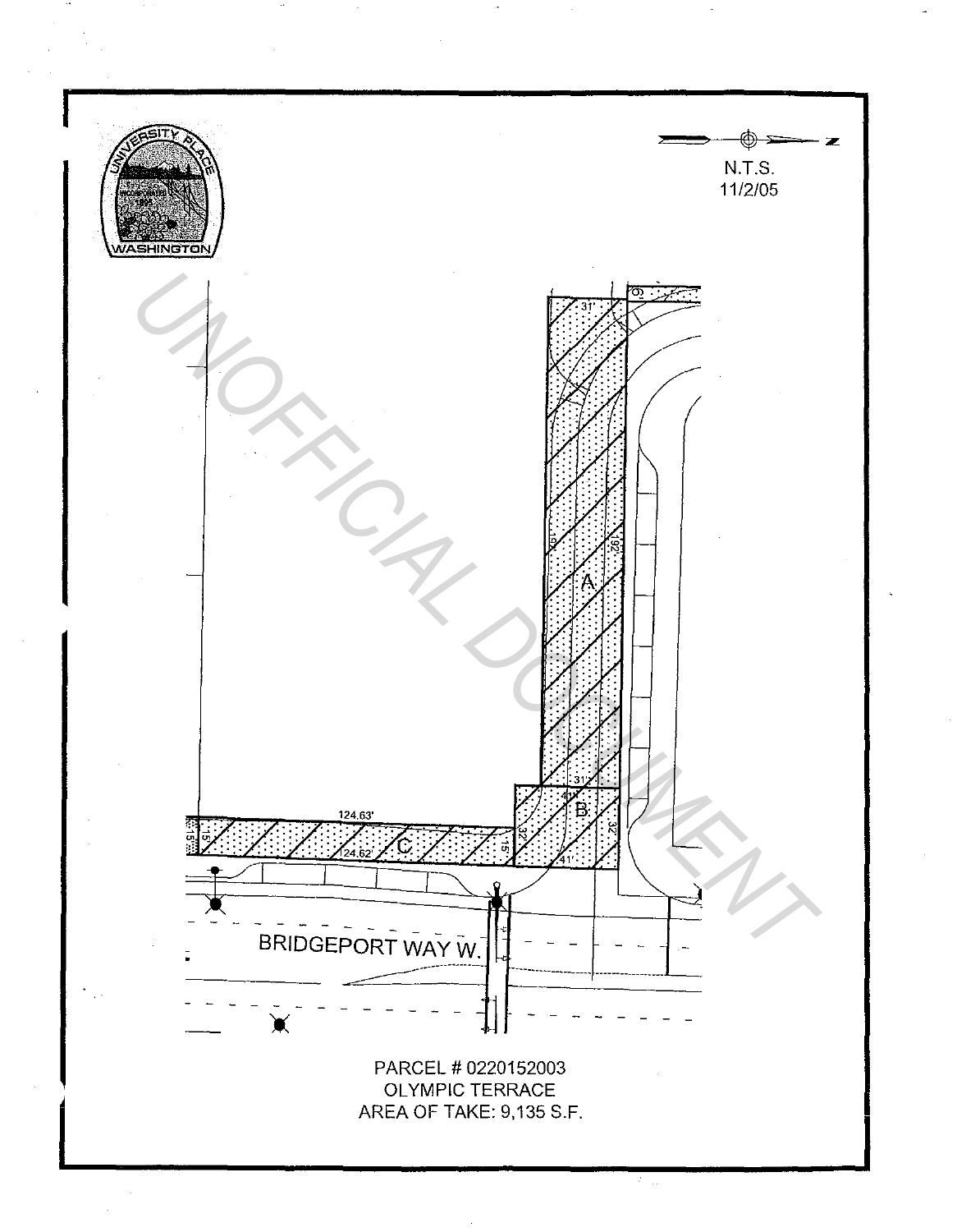N.T.S.
11/2/05

31'

192'

192'

A

31'

41'

B

32'

32'

41'

124.63'

15'

15'

24.62'

C

15'

BRIDGEPORT WAY W.

PARCEL # 0220152003
OLYMPIC TERRACE
AREA OF TAKE: 9,135 S.F.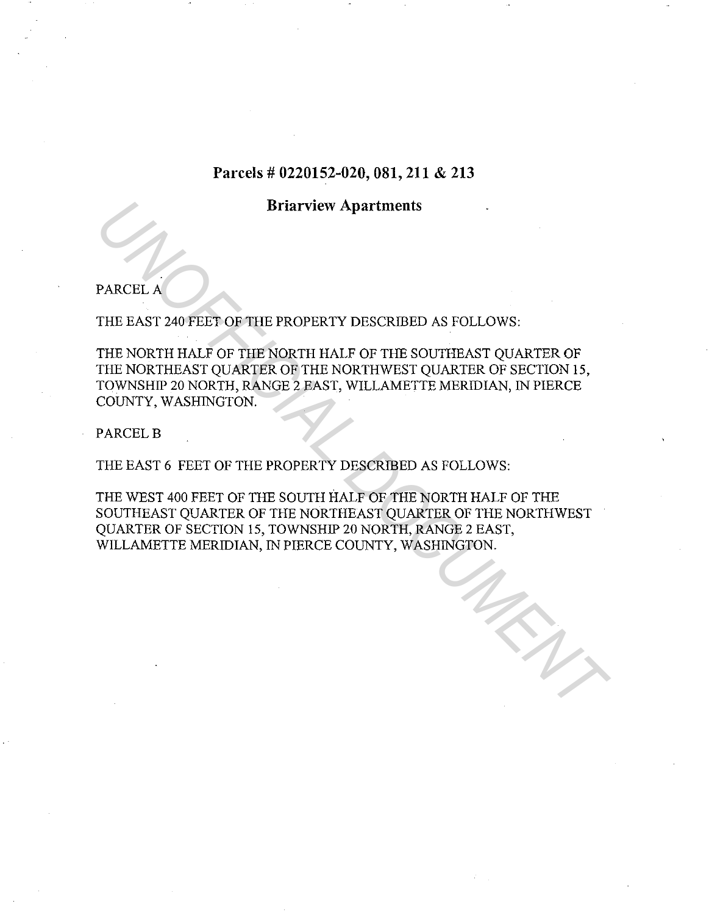**Parcels # 0220152-020, 081, 211 & 213**

**Briarview Apartments**

PARCEL A

THE EAST 240 FEET OF THE PROPERTY DESCRIBED AS FOLLOWS:

THE NORTH HALF OF THE NORTH HALF OF THE SOUTHEAST QUARTER OF THE NORTHEAST QUARTER OF THE NORTHWEST QUARTER OF SECTION 15, TOWNSHIP 20 NORTH, RANGE 2 EAST, WILLAMETTE MERIDIAN, IN PIERCE COUNTY, WASHINGTON.

PARCEL B

THE EAST 6 FEET OF THE PROPERTY DESCRIBED AS FOLLOWS:

THE WEST 400 FEET OF THE SOUTH HALF OF THE NORTH HALF OF THE SOUTHEAST QUARTER OF THE NORTHEAST QUARTER OF THE NORTHWEST QUARTER OF SECTION 15, TOWNSHIP 20 NORTH, RANGE 2 EAST, WILLAMETTE MERIDIAN, IN PIERCE COUNTY, WASHINGTON.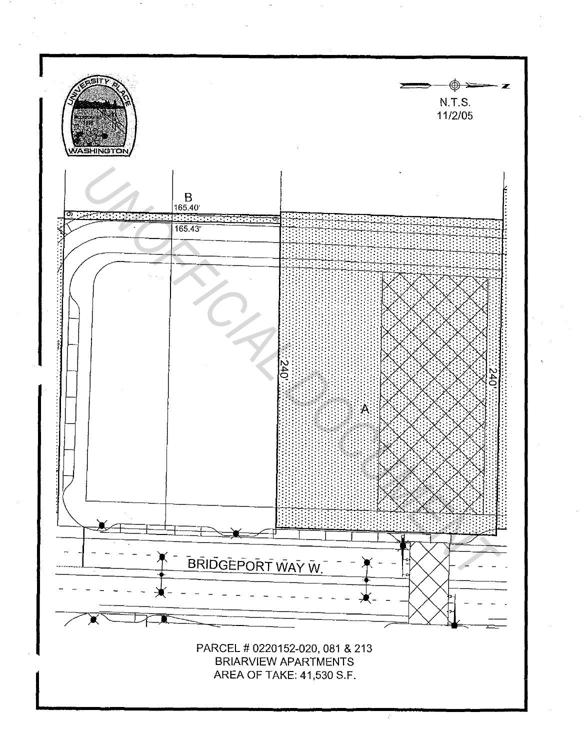N.T.S.
11/2/05

B

165.40'

165.43'

240'

A

240'

BRIDGEPORT WAY W.

PARCEL # 0220152-020, 081 & 213
BRIARVIEW APARTMENTS
AREA OF TAKE: 41,530 S.F.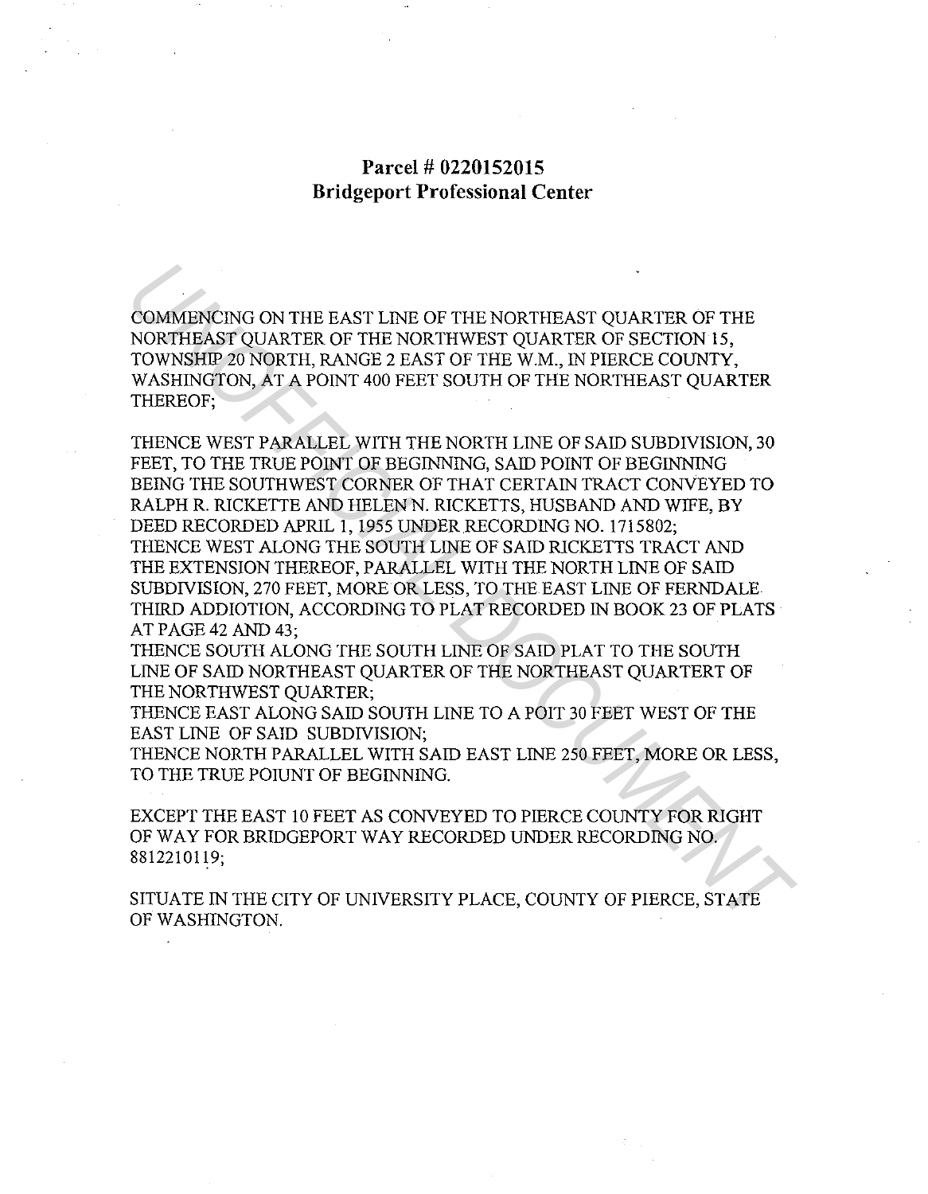**Parcel # 0220152015**
**Bridgeport Professional Center**

COMMENCING ON THE EAST LINE OF THE NORTHEAST QUARTER OF THE NORTHEAST QUARTER OF THE NORTHWEST QUARTER OF SECTION 15, TOWNSHIP 20 NORTH, RANGE 2 EAST OF THE W.M., IN PIERCE COUNTY, WASHINGTON, AT A POINT 400 FEET SOUTH OF THE NORTHEAST QUARTER THEREOF;

THENCE WEST PARALLEL WITH THE NORTH LINE OF SAID SUBDIVISION, 30 FEET, TO THE TRUE POINT OF BEGINNING, SAID POINT OF BEGINNING BEING THE SOUTHWEST CORNER OF THAT CERTAIN TRACT CONVEYED TO RALPH R. RICKETTE AND HELEN N. RICKETTS, HUSBAND AND WIFE, BY DEED RECORDED APRIL 1, 1955 UNDER RECORDING NO. 1715802;
THENCE WEST ALONG THE SOUTH LINE OF SAID RICKETTS TRACT AND THE EXTENSION THEREOF, PARALLEL WITH THE NORTH LINE OF SAID SUBDIVISION, 270 FEET, MORE OR LESS, TO THE EAST LINE OF FERNDALE THIRD ADDIOTION, ACCORDING TO PLAT RECORDED IN BOOK 23 OF PLATS AT PAGE 42 AND 43;
THENCE SOUTH ALONG THE SOUTH LINE OF SAID PLAT TO THE SOUTH LINE OF SAID NORTHEAST QUARTER OF THE NORTHEAST QUARTERT OF THE NORTHWEST QUARTER;
THENCE EAST ALONG SAID SOUTH LINE TO A POIT 30 FEET WEST OF THE EAST LINE OF SAID SUBDIVISION;
THENCE NORTH PARALLEL WITH SAID EAST LINE 250 FEET, MORE OR LESS, TO THE TRUE POIUNT OF BEGINNING.

EXCEPT THE EAST 10 FEET AS CONVEYED TO PIERCE COUNTY FOR RIGHT OF WAY FOR BRIDGEPORT WAY RECORDED UNDER RECORDING NO. 8812210119;

SITUATE IN THE CITY OF UNIVERSITY PLACE, COUNTY OF PIERCE, STATE OF WASHINGTON.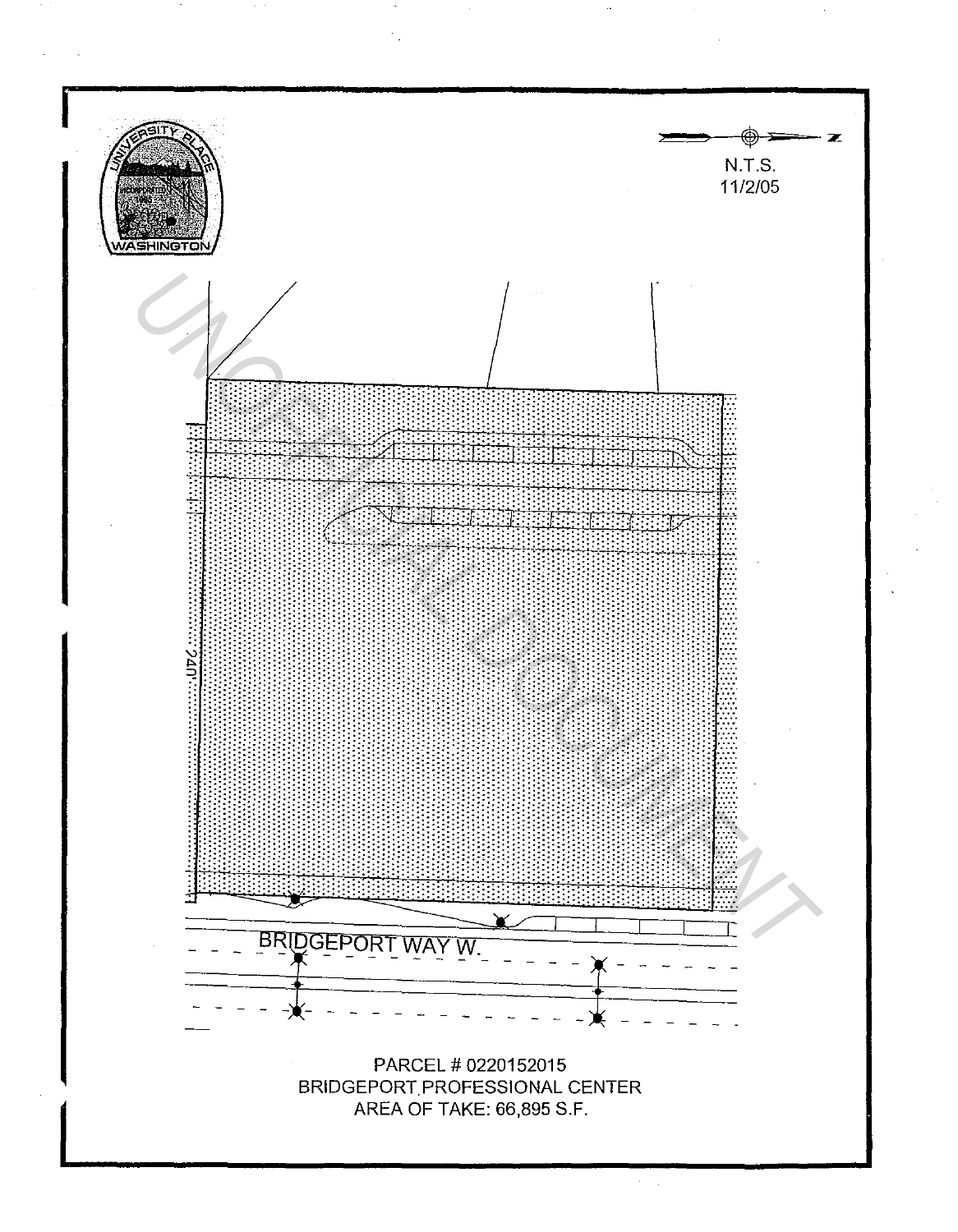N.T.S.
11/2/05

BRIDGEPORT WAY W.

PARCEL # 0220152015
BRIDGEPORT PROFESSIONAL CENTER
AREA OF TAKE: 66,895 S.F.